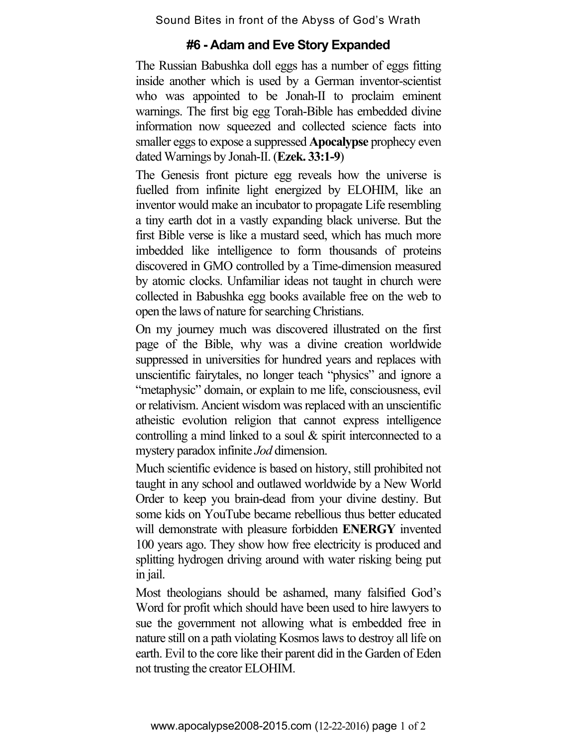## #6 - Adam and Eve Story Expanded

The Russian Babushka doll eggs has a number of eggs fitting inside another which is used by a German inventor-scientist who was appointed to be Jonah-II to proclaim eminent warnings. The first big egg Torah-Bible has embedded divine information now squeezed and collected science facts into smaller eggs to expose a suppressed **Apocalypse** prophecy even dated Warnings by Jonah-II. (**Ezek. 33:1-9**)

The Genesis front picture egg reveals how the universe is fuelled from infinite light energized by ELOHIM, like an inventor would make an incubator to propagate Life resembling a tiny earth dot in a vastly expanding black universe. But the first Bible verse is like a mustard seed, which has much more imbedded like intelligence to form thousands of proteins discovered in GMO controlled by a Time-dimension measured by atomic clocks. Unfamiliar ideas not taught in church were collected in Babushka egg books available free on the web to open the laws of nature for searching Christians.

On my journey much was discovered illustrated on the first page of the Bible, why was a divine creation worldwide suppressed in universities for hundred years and replaces with unscientific fairytales, no longer teach "physics" and ignore a "metaphysic" domain, or explain to me life, consciousness, evil or relativism. Ancient wisdom was replaced with an unscientific atheistic evolution religion that cannot express intelligence controlling a mind linked to a soul & spirit interconnected to a mystery paradox infinite *Jod* dimension.

Much scientific evidence is based on history, still prohibited not taught in any school and outlawed worldwide by a New World Order to keep you brain-dead from your divine destiny. But some kids on YouTube became rebellious thus better educated will demonstrate with pleasure forbidden **ENERGY** invented 100 years ago. They show how free electricity is produced and splitting hydrogen driving around with water risking being put in jail.

Most theologians should be ashamed, many falsified God's Word for profit which should have been used to hire lawyers to sue the government not allowing what is embedded free in nature still on a path violating Kosmos laws to destroy all life on earth. Evil to the core like their parent did in the Garden of Eden not trusting the creator ELOHIM.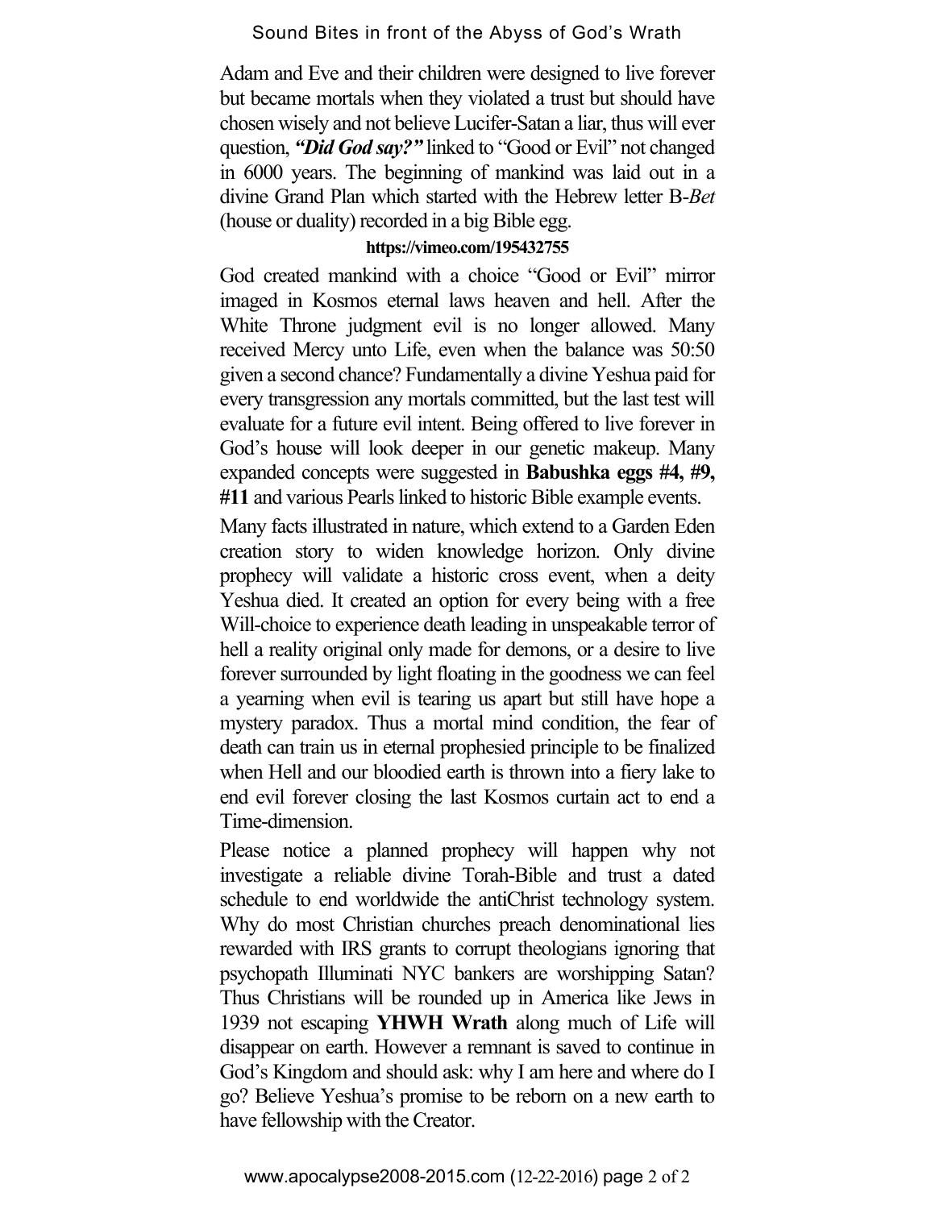Adam and Eve and their children were designed to live forever but became mortals when they violated a trust but should have chosen wisely and not believe Lucifer-Satan a liar, thus will ever question, ***"Did God say?"*** linked to "Good or Evil" not changed in 6000 years. The beginning of mankind was laid out in a divine Grand Plan which started with the Hebrew letter B-*Bet* (house or duality) recorded in a big Bible egg.

**https://vimeo.com/195432755**

God created mankind with a choice "Good or Evil" mirror imaged in Kosmos eternal laws heaven and hell. After the White Throne judgment evil is no longer allowed. Many received Mercy unto Life, even when the balance was 50:50 given a second chance? Fundamentally a divine Yeshua paid for every transgression any mortals committed, but the last test will evaluate for a future evil intent. Being offered to live forever in God's house will look deeper in our genetic makeup. Many expanded concepts were suggested in **Babushka eggs #4, #9, #11** and various Pearls linked to historic Bible example events.

Many facts illustrated in nature, which extend to a Garden Eden creation story to widen knowledge horizon. Only divine prophecy will validate a historic cross event, when a deity Yeshua died. It created an option for every being with a free Will-choice to experience death leading in unspeakable terror of hell a reality original only made for demons, or a desire to live forever surrounded by light floating in the goodness we can feel a yearning when evil is tearing us apart but still have hope a mystery paradox. Thus a mortal mind condition, the fear of death can train us in eternal prophesied principle to be finalized when Hell and our bloodied earth is thrown into a fiery lake to end evil forever closing the last Kosmos curtain act to end a Time-dimension.

Please notice a planned prophecy will happen why not investigate a reliable divine Torah-Bible and trust a dated schedule to end worldwide the antiChrist technology system. Why do most Christian churches preach denominational lies rewarded with IRS grants to corrupt theologians ignoring that psychopath Illuminati NYC bankers are worshipping Satan? Thus Christians will be rounded up in America like Jews in 1939 not escaping **YHWH Wrath** along much of Life will disappear on earth. However a remnant is saved to continue in God's Kingdom and should ask: why I am here and where do I go? Believe Yeshua's promise to be reborn on a new earth to have fellowship with the Creator.